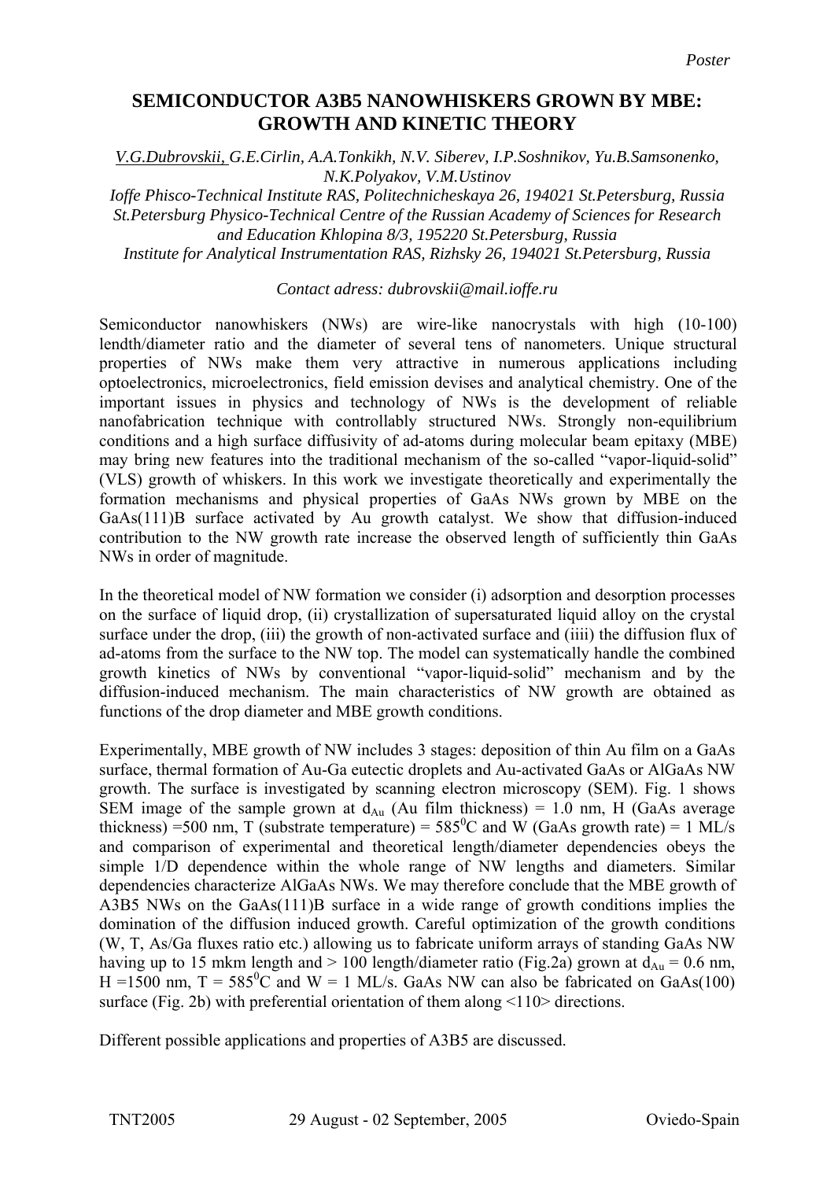*Poster*

# SEMICONDUCTOR A3B5 NANOWHISKERS GROWN BY MBE: GROWTH AND KINETIC THEORY

*V.G.Dubrovskii, G.E.Cirlin, A.A.Tonkikh, N.V. Siberev, I.P.Soshnikov, Yu.B.Samsonenko, N.K.Polyakov, V.M.Ustinov*

*Ioffe Phisco-Technical Institute RAS, Politechnicheskaya 26, 194021 St.Petersburg, Russia*
*St.Petersburg Physico-Technical Centre of the Russian Academy of Sciences for Research and Education Khlopina 8/3, 195220 St.Petersburg, Russia*
*Institute for Analytical Instrumentation RAS, Rizhsky 26, 194021 St.Petersburg, Russia*

*Contact adress: dubrovskii@mail.ioffe.ru*

Semiconductor nanowhiskers (NWs) are wire-like nanocrystals with high (10-100) lendth/diameter ratio and the diameter of several tens of nanometers. Unique structural properties of NWs make them very attractive in numerous applications including optoelectronics, microelectronics, field emission devises and analytical chemistry. One of the important issues in physics and technology of NWs is the development of reliable nanofabrication technique with controllably structured NWs. Strongly non-equilibrium conditions and a high surface diffusivity of ad-atoms during molecular beam epitaxy (MBE) may bring new features into the traditional mechanism of the so-called "vapor-liquid-solid" (VLS) growth of whiskers. In this work we investigate theoretically and experimentally the formation mechanisms and physical properties of GaAs NWs grown by MBE on the GaAs(111)B surface activated by Au growth catalyst. We show that diffusion-induced contribution to the NW growth rate increase the observed length of sufficiently thin GaAs NWs in order of magnitude.

In the theoretical model of NW formation we consider (i) adsorption and desorption processes on the surface of liquid drop, (ii) crystallization of supersaturated liquid alloy on the crystal surface under the drop, (iii) the growth of non-activated surface and (iiii) the diffusion flux of ad-atoms from the surface to the NW top. The model can systematically handle the combined growth kinetics of NWs by conventional "vapor-liquid-solid" mechanism and by the diffusion-induced mechanism. The main characteristics of NW growth are obtained as functions of the drop diameter and MBE growth conditions.

Experimentally, MBE growth of NW includes 3 stages: deposition of thin Au film on a GaAs surface, thermal formation of Au-Ga eutectic droplets and Au-activated GaAs or AlGaAs NW growth. The surface is investigated by scanning electron microscopy (SEM). Fig. 1 shows SEM image of the sample grown at $d_{Au}$ (Au film thickness) = 1.0 nm, H (GaAs average thickness) =500 nm, T (substrate temperature) = $585^0$C and W (GaAs growth rate) = 1 ML/s and comparison of experimental and theoretical length/diameter dependencies obeys the simple 1/D dependence within the whole range of NW lengths and diameters. Similar dependencies characterize AlGaAs NWs. We may therefore conclude that the MBE growth of A3B5 NWs on the GaAs(111)B surface in a wide range of growth conditions implies the domination of the diffusion induced growth. Careful optimization of the growth conditions (W, T, As/Ga fluxes ratio etc.) allowing us to fabricate uniform arrays of standing GaAs NW having up to 15 mkm length and > 100 length/diameter ratio (Fig.2a) grown at $d_{Au}$ = 0.6 nm, H =1500 nm, T = $585^0$C and W = 1 ML/s. GaAs NW can also be fabricated on GaAs(100) surface (Fig. 2b) with preferential orientation of them along <110> directions.

Different possible applications and properties of A3B5 are discussed.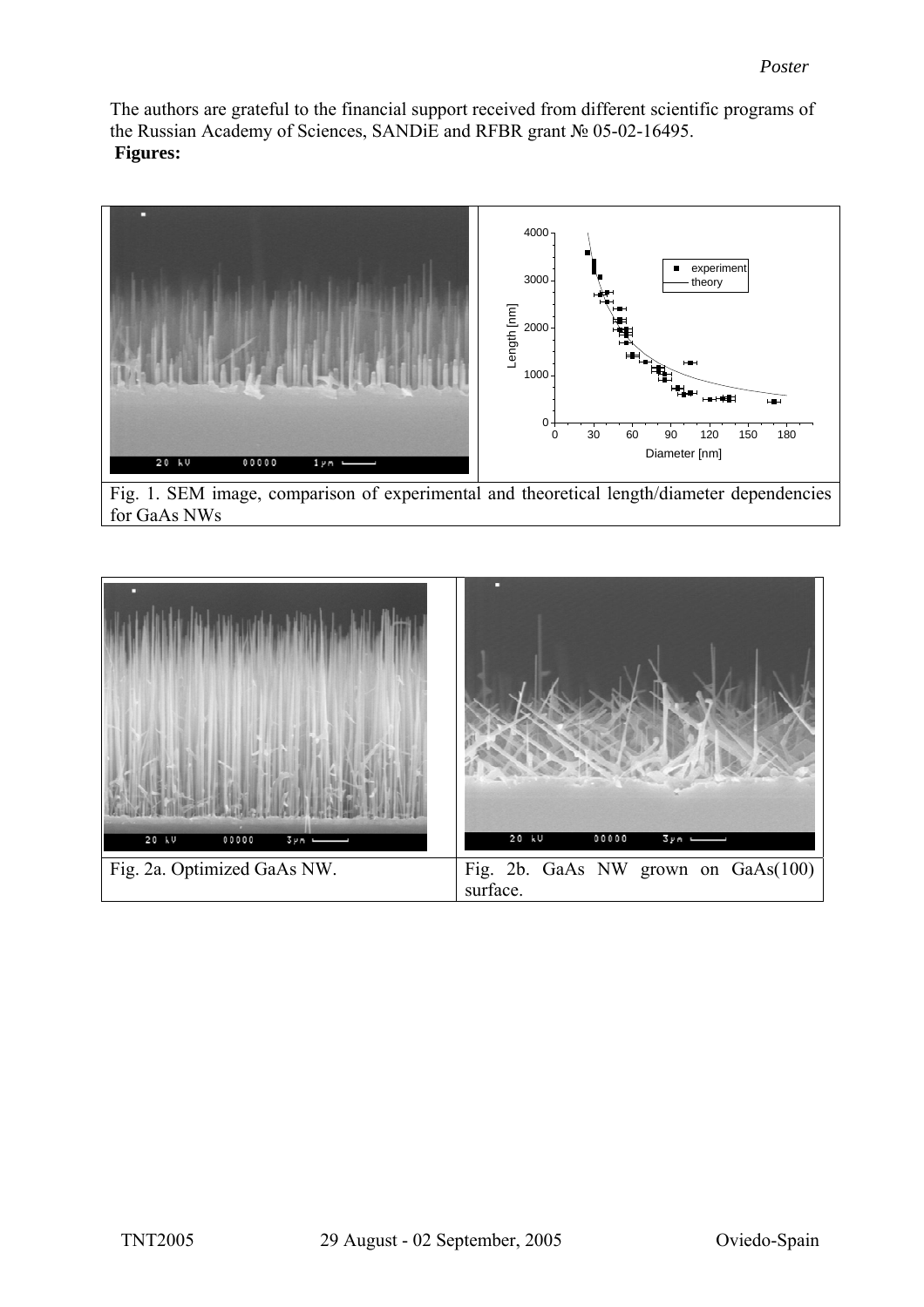The authors are grateful to the financial support received from different scientific programs of the Russian Academy of Sciences, SANDiE and RFBR grant № 05-02-16495.

**Figures:**

20 kV 00000 1μm

4000
3000
2000
1000
0
Length [nm]
0 30 60 90 120 150 180
Diameter [nm]
experiment
theory

Fig. 1. SEM image, comparison of experimental and theoretical length/diameter dependencies for GaAs NWs

20 kV 00000 3μm

20 kV 00000 3μm

Fig. 2a. Optimized GaAs NW.

Fig. 2b. GaAs NW grown on GaAs(100) surface.